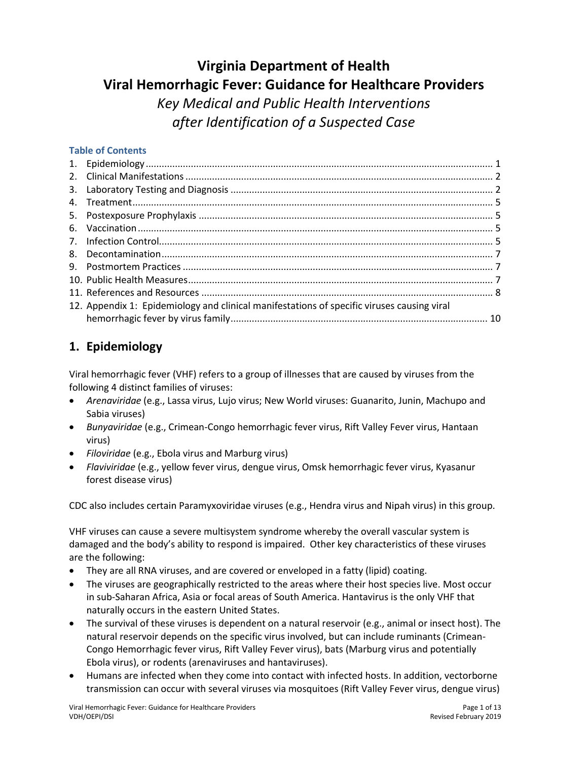# Virginia Department of Health
# Viral Hemorrhagic Fever: Guidance for Healthcare Providers
## *Key Medical and Public Health Interventions after Identification of a Suspected Case*

### Table of Contents

1. Epidemiology ..... 1
2. Clinical Manifestations ..... 2
3. Laboratory Testing and Diagnosis ..... 2
4. Treatment ..... 5
5. Postexposure Prophylaxis ..... 5
6. Vaccination ..... 5
7. Infection Control ..... 5
8. Decontamination ..... 7
9. Postmortem Practices ..... 7
10. Public Health Measures ..... 7
11. References and Resources ..... 8
12. Appendix 1: Epidemiology and clinical manifestations of specific viruses causing viral hemorrhagic fever by virus family ..... 10

## 1. Epidemiology

Viral hemorrhagic fever (VHF) refers to a group of illnesses that are caused by viruses from the following 4 distinct families of viruses:

- *Arenaviridae* (e.g., Lassa virus, Lujo virus; New World viruses: Guanarito, Junin, Machupo and Sabia viruses)
- *Bunyaviridae* (e.g., Crimean-Congo hemorrhagic fever virus, Rift Valley Fever virus, Hantaan virus)
- *Filoviridae* (e.g., Ebola virus and Marburg virus)
- *Flaviviridae* (e.g., yellow fever virus, dengue virus, Omsk hemorrhagic fever virus, Kyasanur forest disease virus)

CDC also includes certain Paramyxoviridae viruses (e.g., Hendra virus and Nipah virus) in this group.

VHF viruses can cause a severe multisystem syndrome whereby the overall vascular system is damaged and the body's ability to respond is impaired. Other key characteristics of these viruses are the following:

- They are all RNA viruses, and are covered or enveloped in a fatty (lipid) coating.
- The viruses are geographically restricted to the areas where their host species live. Most occur in sub-Saharan Africa, Asia or focal areas of South America. Hantavirus is the only VHF that naturally occurs in the eastern United States.
- The survival of these viruses is dependent on a natural reservoir (e.g., animal or insect host). The natural reservoir depends on the specific virus involved, but can include ruminants (Crimean-Congo Hemorrhagic fever virus, Rift Valley Fever virus), bats (Marburg virus and potentially Ebola virus), or rodents (arenaviruses and hantaviruses).
- Humans are infected when they come into contact with infected hosts. In addition, vectorborne transmission can occur with several viruses via mosquitoes (Rift Valley Fever virus, dengue virus)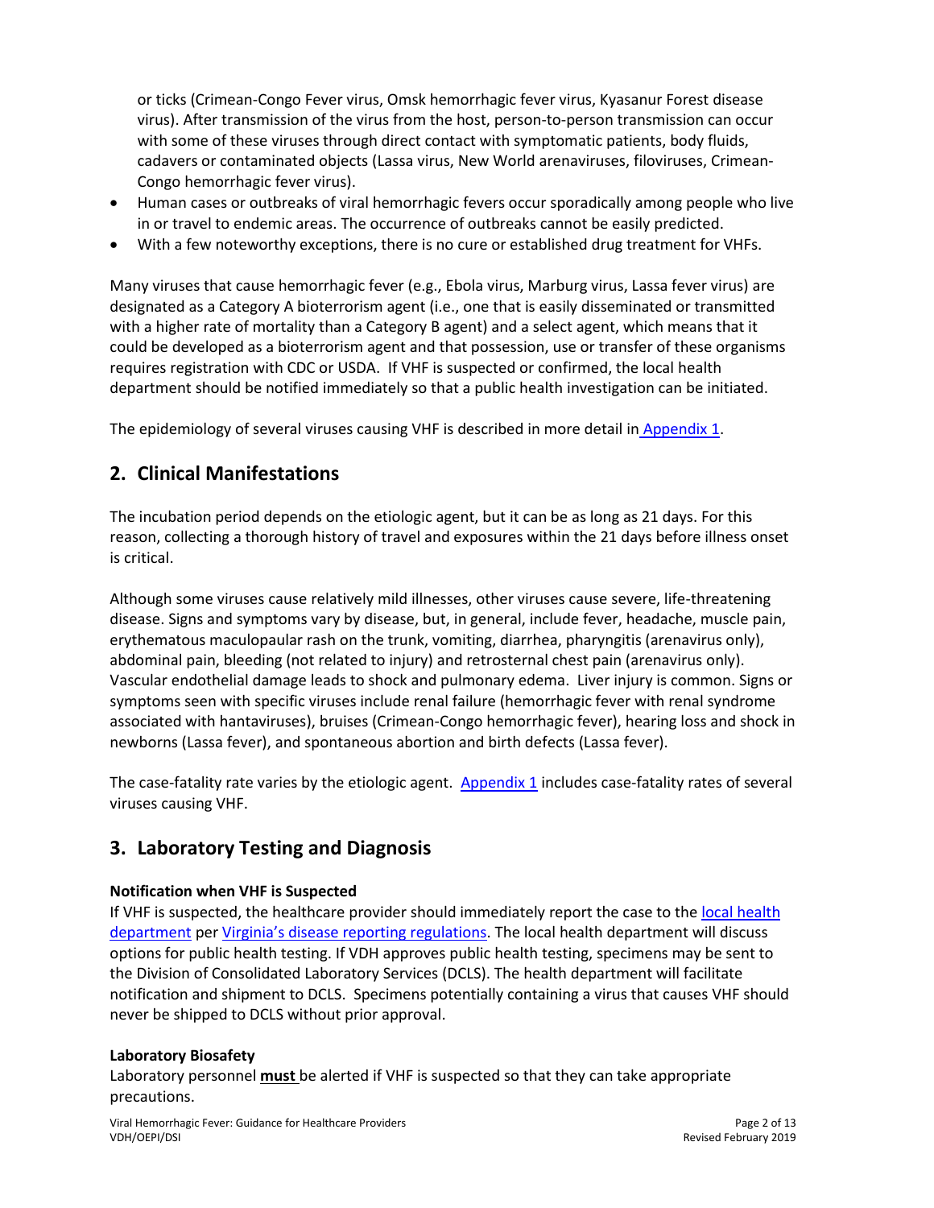or ticks (Crimean-Congo Fever virus, Omsk hemorrhagic fever virus, Kyasanur Forest disease virus). After transmission of the virus from the host, person-to-person transmission can occur with some of these viruses through direct contact with symptomatic patients, body fluids, cadavers or contaminated objects (Lassa virus, New World arenaviruses, filoviruses, Crimean-Congo hemorrhagic fever virus).

- Human cases or outbreaks of viral hemorrhagic fevers occur sporadically among people who live in or travel to endemic areas. The occurrence of outbreaks cannot be easily predicted.
- With a few noteworthy exceptions, there is no cure or established drug treatment for VHFs.

Many viruses that cause hemorrhagic fever (e.g., Ebola virus, Marburg virus, Lassa fever virus) are designated as a Category A bioterrorism agent (i.e., one that is easily disseminated or transmitted with a higher rate of mortality than a Category B agent) and a select agent, which means that it could be developed as a bioterrorism agent and that possession, use or transfer of these organisms requires registration with CDC or USDA. If VHF is suspected or confirmed, the local health department should be notified immediately so that a public health investigation can be initiated.

The epidemiology of several viruses causing VHF is described in more detail in Appendix 1.

## 2. Clinical Manifestations

The incubation period depends on the etiologic agent, but it can be as long as 21 days. For this reason, collecting a thorough history of travel and exposures within the 21 days before illness onset is critical.

Although some viruses cause relatively mild illnesses, other viruses cause severe, life-threatening disease. Signs and symptoms vary by disease, but, in general, include fever, headache, muscle pain, erythematous maculopapular rash on the trunk, vomiting, diarrhea, pharyngitis (arenavirus only), abdominal pain, bleeding (not related to injury) and retrosternal chest pain (arenavirus only). Vascular endothelial damage leads to shock and pulmonary edema. Liver injury is common. Signs or symptoms seen with specific viruses include renal failure (hemorrhagic fever with renal syndrome associated with hantaviruses), bruises (Crimean-Congo hemorrhagic fever), hearing loss and shock in newborns (Lassa fever), and spontaneous abortion and birth defects (Lassa fever).

The case-fatality rate varies by the etiologic agent. Appendix 1 includes case-fatality rates of several viruses causing VHF.

## 3. Laboratory Testing and Diagnosis

**Notification when VHF is Suspected**

If VHF is suspected, the healthcare provider should immediately report the case to the local health department per Virginia's disease reporting regulations. The local health department will discuss options for public health testing. If VDH approves public health testing, specimens may be sent to the Division of Consolidated Laboratory Services (DCLS). The health department will facilitate notification and shipment to DCLS. Specimens potentially containing a virus that causes VHF should never be shipped to DCLS without prior approval.

**Laboratory Biosafety**

Laboratory personnel **must** be alerted if VHF is suspected so that they can take appropriate precautions.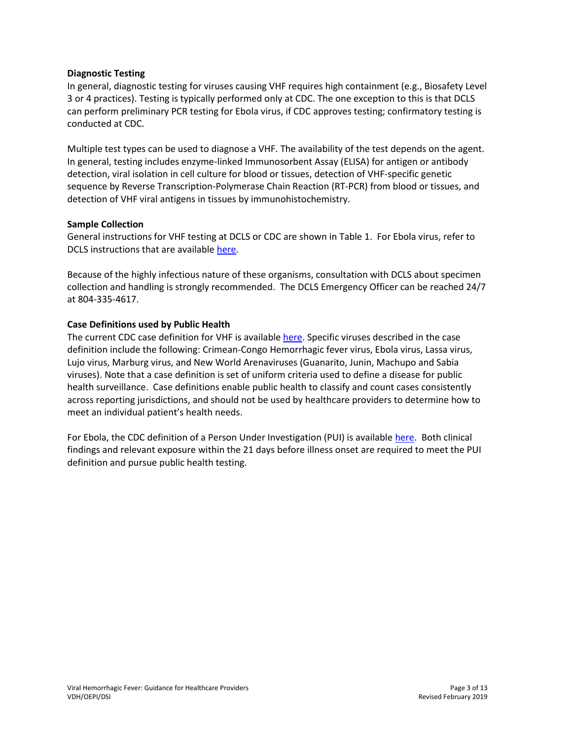**Diagnostic Testing**

In general, diagnostic testing for viruses causing VHF requires high containment (e.g., Biosafety Level 3 or 4 practices). Testing is typically performed only at CDC. The one exception to this is that DCLS can perform preliminary PCR testing for Ebola virus, if CDC approves testing; confirmatory testing is conducted at CDC.

Multiple test types can be used to diagnose a VHF. The availability of the test depends on the agent. In general, testing includes enzyme-linked Immunosorbent Assay (ELISA) for antigen or antibody detection, viral isolation in cell culture for blood or tissues, detection of VHF-specific genetic sequence by Reverse Transcription-Polymerase Chain Reaction (RT-PCR) from blood or tissues, and detection of VHF viral antigens in tissues by immunohistochemistry.

**Sample Collection**

General instructions for VHF testing at DCLS or CDC are shown in Table 1. For Ebola virus, refer to DCLS instructions that are available here.

Because of the highly infectious nature of these organisms, consultation with DCLS about specimen collection and handling is strongly recommended. The DCLS Emergency Officer can be reached 24/7 at 804-335-4617.

**Case Definitions used by Public Health**

The current CDC case definition for VHF is available here. Specific viruses described in the case definition include the following: Crimean-Congo Hemorrhagic fever virus, Ebola virus, Lassa virus, Lujo virus, Marburg virus, and New World Arenaviruses (Guanarito, Junin, Machupo and Sabia viruses). Note that a case definition is set of uniform criteria used to define a disease for public health surveillance. Case definitions enable public health to classify and count cases consistently across reporting jurisdictions, and should not be used by healthcare providers to determine how to meet an individual patient's health needs.

For Ebola, the CDC definition of a Person Under Investigation (PUI) is available here. Both clinical findings and relevant exposure within the 21 days before illness onset are required to meet the PUI definition and pursue public health testing.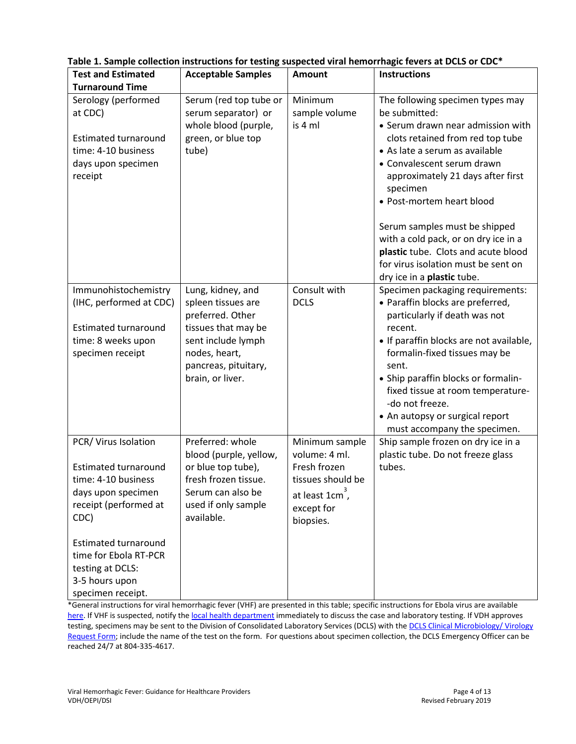**Table 1. Sample collection instructions for testing suspected viral hemorrhagic fevers at DCLS or CDC***

| Test and Estimated Turnaround Time | Acceptable Samples | Amount | Instructions |
|---|---|---|---|
| Serology (performed at CDC)<br><br>Estimated turnaround time: 4-10 business days upon specimen receipt | Serum (red top tube or serum separator) or whole blood (purple, green, or blue top tube) | Minimum sample volume is 4 ml | The following specimen types may be submitted:<br>• Serum drawn near admission with clots retained from red top tube<br>• As late a serum as available<br>• Convalescent serum drawn approximately 21 days after first specimen<br>• Post-mortem heart blood<br><br>Serum samples must be shipped with a cold pack, or on dry ice in a **plastic** tube. Clots and acute blood for virus isolation must be sent on dry ice in a **plastic** tube. |
| Immunohistochemistry (IHC, performed at CDC)<br><br>Estimated turnaround time: 8 weeks upon specimen receipt | Lung, kidney, and spleen tissues are preferred. Other tissues that may be sent include lymph nodes, heart, pancreas, pituitary, brain, or liver. | Consult with DCLS | Specimen packaging requirements:<br>• Paraffin blocks are preferred, particularly if death was not recent.<br>• If paraffin blocks are not available, formalin-fixed tissues may be sent.<br>• Ship paraffin blocks or formalin-fixed tissue at room temperature--do not freeze.<br>• An autopsy or surgical report must accompany the specimen. |
| PCR/ Virus Isolation<br><br>Estimated turnaround time: 4-10 business days upon specimen receipt (performed at CDC)<br><br>Estimated turnaround time for Ebola RT-PCR testing at DCLS: 3-5 hours upon specimen receipt. | Preferred: whole blood (purple, yellow, or blue top tube), fresh frozen tissue. Serum can also be used if only sample available. | Minimum sample volume: 4 ml. Fresh frozen tissues should be at least $1cm^3$, except for biopsies. | Ship sample frozen on dry ice in a plastic tube. Do not freeze glass tubes. |

*General instructions for viral hemorrhagic fever (VHF) are presented in this table; specific instructions for Ebola virus are available here. If VHF is suspected, notify the local health department immediately to discuss the case and laboratory testing. If VDH approves testing, specimens may be sent to the Division of Consolidated Laboratory Services (DCLS) with the DCLS Clinical Microbiology/ Virology Request Form; include the name of the test on the form. For questions about specimen collection, the DCLS Emergency Officer can be reached 24/7 at 804-335-4617.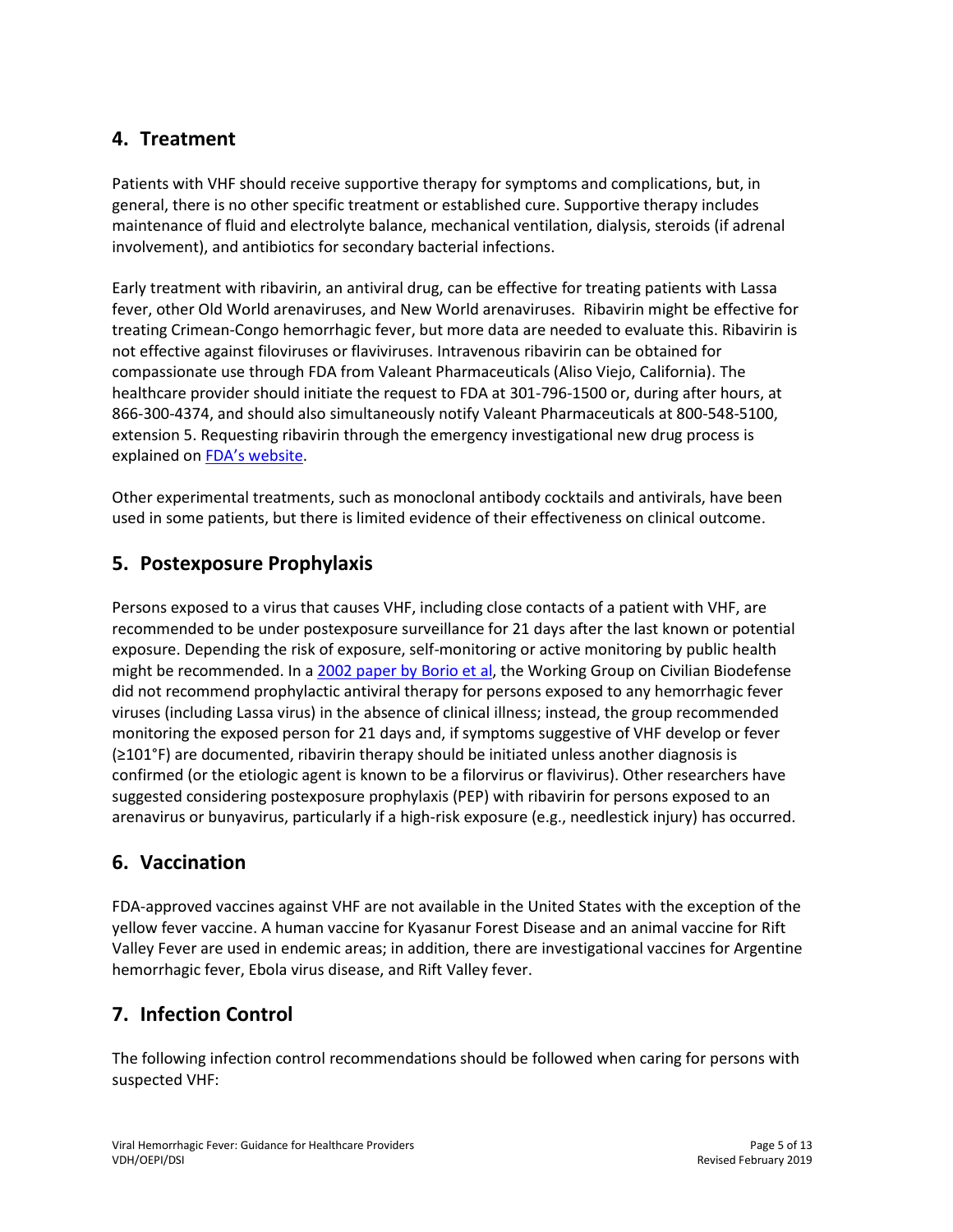## 4. Treatment

Patients with VHF should receive supportive therapy for symptoms and complications, but, in general, there is no other specific treatment or established cure. Supportive therapy includes maintenance of fluid and electrolyte balance, mechanical ventilation, dialysis, steroids (if adrenal involvement), and antibiotics for secondary bacterial infections.

Early treatment with ribavirin, an antiviral drug, can be effective for treating patients with Lassa fever, other Old World arenaviruses, and New World arenaviruses. Ribavirin might be effective for treating Crimean-Congo hemorrhagic fever, but more data are needed to evaluate this. Ribavirin is not effective against filoviruses or flaviviruses. Intravenous ribavirin can be obtained for compassionate use through FDA from Valeant Pharmaceuticals (Aliso Viejo, California). The healthcare provider should initiate the request to FDA at 301-796-1500 or, during after hours, at 866-300-4374, and should also simultaneously notify Valeant Pharmaceuticals at 800-548-5100, extension 5. Requesting ribavirin through the emergency investigational new drug process is explained on FDA's website.

Other experimental treatments, such as monoclonal antibody cocktails and antivirals, have been used in some patients, but there is limited evidence of their effectiveness on clinical outcome.

## 5. Postexposure Prophylaxis

Persons exposed to a virus that causes VHF, including close contacts of a patient with VHF, are recommended to be under postexposure surveillance for 21 days after the last known or potential exposure. Depending the risk of exposure, self-monitoring or active monitoring by public health might be recommended. In a 2002 paper by Borio et al, the Working Group on Civilian Biodefense did not recommend prophylactic antiviral therapy for persons exposed to any hemorrhagic fever viruses (including Lassa virus) in the absence of clinical illness; instead, the group recommended monitoring the exposed person for 21 days and, if symptoms suggestive of VHF develop or fever (≥101°F) are documented, ribavirin therapy should be initiated unless another diagnosis is confirmed (or the etiologic agent is known to be a filorvirus or flavivirus). Other researchers have suggested considering postexposure prophylaxis (PEP) with ribavirin for persons exposed to an arenavirus or bunyavirus, particularly if a high-risk exposure (e.g., needlestick injury) has occurred.

## 6. Vaccination

FDA-approved vaccines against VHF are not available in the United States with the exception of the yellow fever vaccine. A human vaccine for Kyasanur Forest Disease and an animal vaccine for Rift Valley Fever are used in endemic areas; in addition, there are investigational vaccines for Argentine hemorrhagic fever, Ebola virus disease, and Rift Valley fever.

## 7. Infection Control

The following infection control recommendations should be followed when caring for persons with suspected VHF: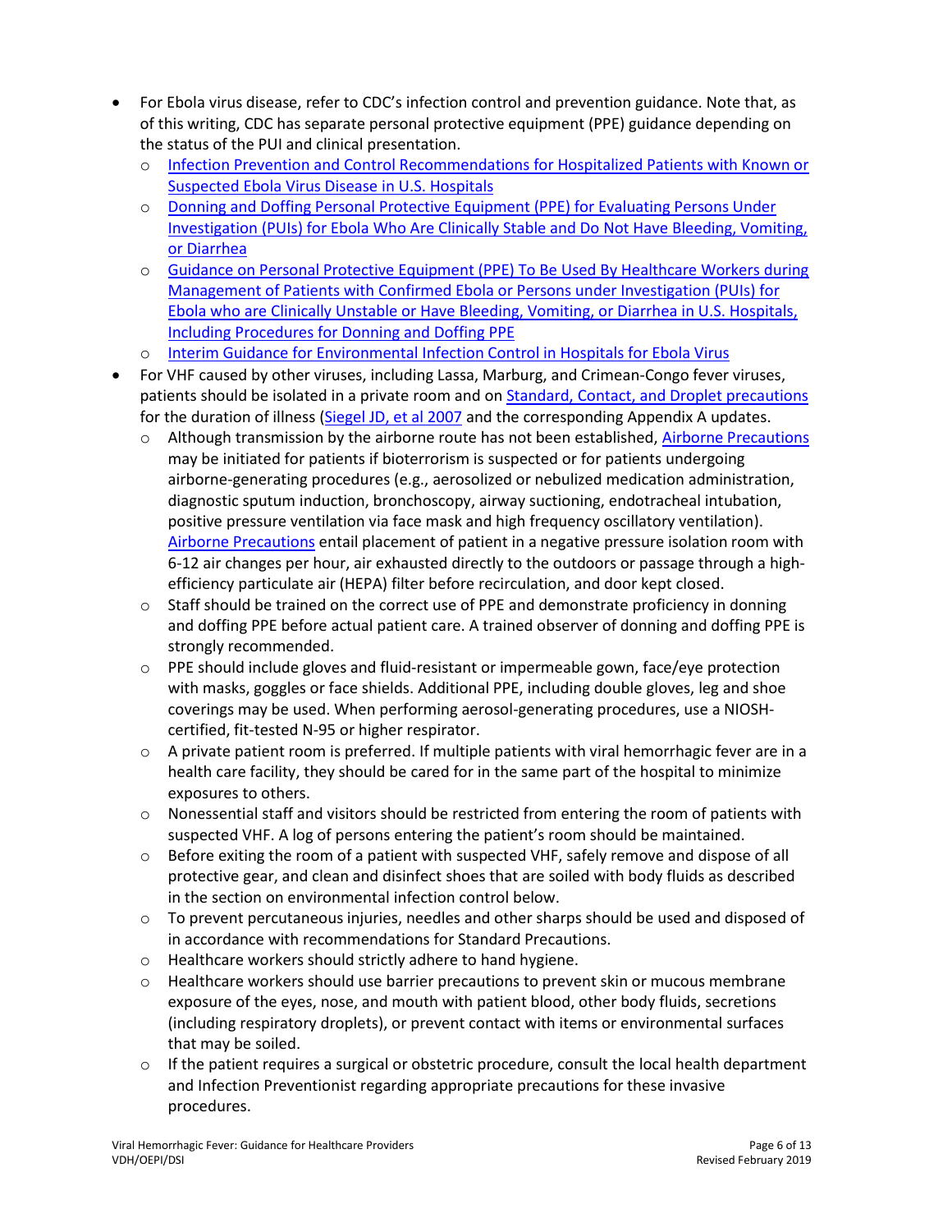- For Ebola virus disease, refer to CDC's infection control and prevention guidance. Note that, as of this writing, CDC has separate personal protective equipment (PPE) guidance depending on the status of the PUI and clinical presentation.
  - Infection Prevention and Control Recommendations for Hospitalized Patients with Known or Suspected Ebola Virus Disease in U.S. Hospitals
  - Donning and Doffing Personal Protective Equipment (PPE) for Evaluating Persons Under Investigation (PUIs) for Ebola Who Are Clinically Stable and Do Not Have Bleeding, Vomiting, or Diarrhea
  - Guidance on Personal Protective Equipment (PPE) To Be Used By Healthcare Workers during Management of Patients with Confirmed Ebola or Persons under Investigation (PUIs) for Ebola who are Clinically Unstable or Have Bleeding, Vomiting, or Diarrhea in U.S. Hospitals, Including Procedures for Donning and Doffing PPE
  - Interim Guidance for Environmental Infection Control in Hospitals for Ebola Virus
- For VHF caused by other viruses, including Lassa, Marburg, and Crimean-Congo fever viruses, patients should be isolated in a private room and on Standard, Contact, and Droplet precautions for the duration of illness (Siegel JD, et al 2007 and the corresponding Appendix A updates.
  - Although transmission by the airborne route has not been established, Airborne Precautions may be initiated for patients if bioterrorism is suspected or for patients undergoing airborne-generating procedures (e.g., aerosolized or nebulized medication administration, diagnostic sputum induction, bronchoscopy, airway suctioning, endotracheal intubation, positive pressure ventilation via face mask and high frequency oscillatory ventilation). Airborne Precautions entail placement of patient in a negative pressure isolation room with 6-12 air changes per hour, air exhausted directly to the outdoors or passage through a high-efficiency particulate air (HEPA) filter before recirculation, and door kept closed.
  - Staff should be trained on the correct use of PPE and demonstrate proficiency in donning and doffing PPE before actual patient care. A trained observer of donning and doffing PPE is strongly recommended.
  - PPE should include gloves and fluid-resistant or impermeable gown, face/eye protection with masks, goggles or face shields. Additional PPE, including double gloves, leg and shoe coverings may be used. When performing aerosol-generating procedures, use a NIOSH-certified, fit-tested N-95 or higher respirator.
  - A private patient room is preferred. If multiple patients with viral hemorrhagic fever are in a health care facility, they should be cared for in the same part of the hospital to minimize exposures to others.
  - Nonessential staff and visitors should be restricted from entering the room of patients with suspected VHF. A log of persons entering the patient's room should be maintained.
  - Before exiting the room of a patient with suspected VHF, safely remove and dispose of all protective gear, and clean and disinfect shoes that are soiled with body fluids as described in the section on environmental infection control below.
  - To prevent percutaneous injuries, needles and other sharps should be used and disposed of in accordance with recommendations for Standard Precautions.
  - Healthcare workers should strictly adhere to hand hygiene.
  - Healthcare workers should use barrier precautions to prevent skin or mucous membrane exposure of the eyes, nose, and mouth with patient blood, other body fluids, secretions (including respiratory droplets), or prevent contact with items or environmental surfaces that may be soiled.
  - If the patient requires a surgical or obstetric procedure, consult the local health department and Infection Preventionist regarding appropriate precautions for these invasive procedures.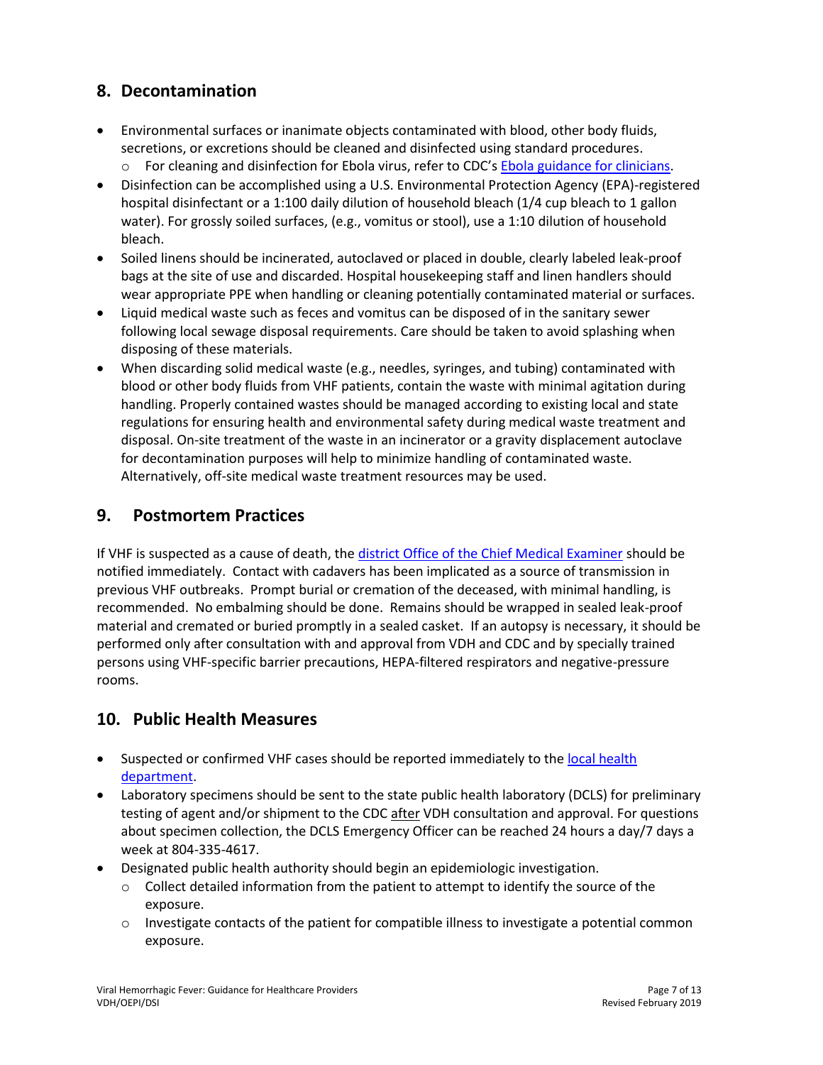## 8. Decontamination

- Environmental surfaces or inanimate objects contaminated with blood, other body fluids, secretions, or excretions should be cleaned and disinfected using standard procedures.
  - For cleaning and disinfection for Ebola virus, refer to CDC's [Ebola guidance for clinicians](#).
- Disinfection can be accomplished using a U.S. Environmental Protection Agency (EPA)-registered hospital disinfectant or a 1:100 daily dilution of household bleach (1/4 cup bleach to 1 gallon water). For grossly soiled surfaces, (e.g., vomitus or stool), use a 1:10 dilution of household bleach.
- Soiled linens should be incinerated, autoclaved or placed in double, clearly labeled leak-proof bags at the site of use and discarded. Hospital housekeeping staff and linen handlers should wear appropriate PPE when handling or cleaning potentially contaminated material or surfaces.
- Liquid medical waste such as feces and vomitus can be disposed of in the sanitary sewer following local sewage disposal requirements. Care should be taken to avoid splashing when disposing of these materials.
- When discarding solid medical waste (e.g., needles, syringes, and tubing) contaminated with blood or other body fluids from VHF patients, contain the waste with minimal agitation during handling. Properly contained wastes should be managed according to existing local and state regulations for ensuring health and environmental safety during medical waste treatment and disposal. On-site treatment of the waste in an incinerator or a gravity displacement autoclave for decontamination purposes will help to minimize handling of contaminated waste. Alternatively, off-site medical waste treatment resources may be used.

## 9. Postmortem Practices

If VHF is suspected as a cause of death, the [district Office of the Chief Medical Examiner](#) should be notified immediately. Contact with cadavers has been implicated as a source of transmission in previous VHF outbreaks. Prompt burial or cremation of the deceased, with minimal handling, is recommended. No embalming should be done. Remains should be wrapped in sealed leak-proof material and cremated or buried promptly in a sealed casket. If an autopsy is necessary, it should be performed only after consultation with and approval from VDH and CDC and by specially trained persons using VHF-specific barrier precautions, HEPA-filtered respirators and negative-pressure rooms.

## 10. Public Health Measures

- Suspected or confirmed VHF cases should be reported immediately to the [local health department](#).
- Laboratory specimens should be sent to the state public health laboratory (DCLS) for preliminary testing of agent and/or shipment to the CDC after VDH consultation and approval. For questions about specimen collection, the DCLS Emergency Officer can be reached 24 hours a day/7 days a week at 804-335-4617.
- Designated public health authority should begin an epidemiologic investigation.
  - Collect detailed information from the patient to attempt to identify the source of the exposure.
  - Investigate contacts of the patient for compatible illness to investigate a potential common exposure.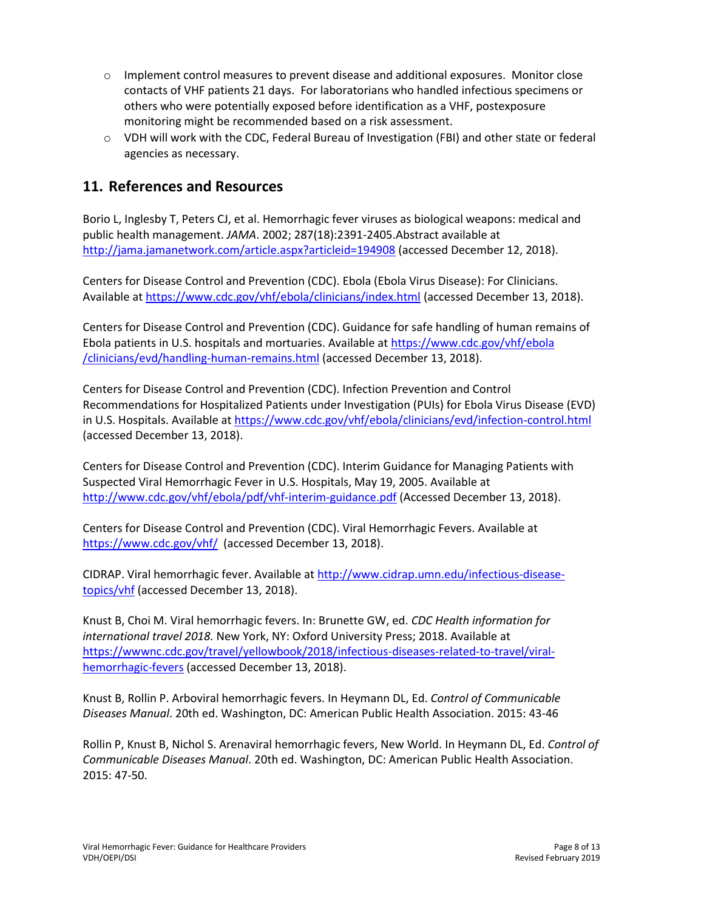- Implement control measures to prevent disease and additional exposures. Monitor close contacts of VHF patients 21 days. For laboratorians who handled infectious specimens or others who were potentially exposed before identification as a VHF, postexposure monitoring might be recommended based on a risk assessment.
- VDH will work with the CDC, Federal Bureau of Investigation (FBI) and other state or federal agencies as necessary.

## 11. References and Resources

Borio L, Inglesby T, Peters CJ, et al. Hemorrhagic fever viruses as biological weapons: medical and public health management. *JAMA*. 2002; 287(18):2391-2405.Abstract available at http://jama.jamanetwork.com/article.aspx?articleid=194908 (accessed December 12, 2018).

Centers for Disease Control and Prevention (CDC). Ebola (Ebola Virus Disease): For Clinicians. Available at https://www.cdc.gov/vhf/ebola/clinicians/index.html (accessed December 13, 2018).

Centers for Disease Control and Prevention (CDC). Guidance for safe handling of human remains of Ebola patients in U.S. hospitals and mortuaries. Available at https://www.cdc.gov/vhf/ebola/clinicians/evd/handling-human-remains.html (accessed December 13, 2018).

Centers for Disease Control and Prevention (CDC). Infection Prevention and Control Recommendations for Hospitalized Patients under Investigation (PUIs) for Ebola Virus Disease (EVD) in U.S. Hospitals. Available at https://www.cdc.gov/vhf/ebola/clinicians/evd/infection-control.html (accessed December 13, 2018).

Centers for Disease Control and Prevention (CDC). Interim Guidance for Managing Patients with Suspected Viral Hemorrhagic Fever in U.S. Hospitals, May 19, 2005. Available at http://www.cdc.gov/vhf/ebola/pdf/vhf-interim-guidance.pdf (Accessed December 13, 2018).

Centers for Disease Control and Prevention (CDC). Viral Hemorrhagic Fevers. Available at https://www.cdc.gov/vhf/ (accessed December 13, 2018).

CIDRAP. Viral hemorrhagic fever. Available at http://www.cidrap.umn.edu/infectious-disease-topics/vhf (accessed December 13, 2018).

Knust B, Choi M. Viral hemorrhagic fevers. In: Brunette GW, ed. *CDC Health information for international travel 2018.* New York, NY: Oxford University Press; 2018. Available at https://wwwnc.cdc.gov/travel/yellowbook/2018/infectious-diseases-related-to-travel/viral-hemorrhagic-fevers (accessed December 13, 2018).

Knust B, Rollin P. Arboviral hemorrhagic fevers. In Heymann DL, Ed. *Control of Communicable Diseases Manual*. 20th ed. Washington, DC: American Public Health Association. 2015: 43-46

Rollin P, Knust B, Nichol S. Arenaviral hemorrhagic fevers, New World. In Heymann DL, Ed. *Control of Communicable Diseases Manual*. 20th ed. Washington, DC: American Public Health Association. 2015: 47-50.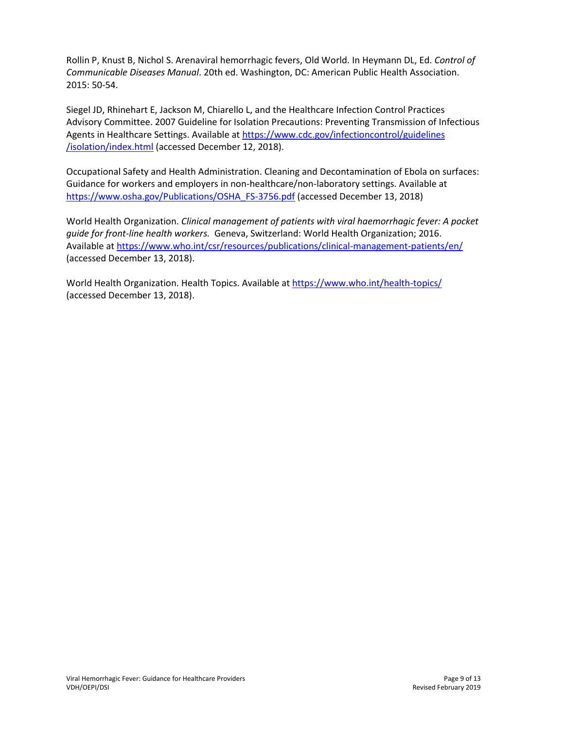Rollin P, Knust B, Nichol S. Arenaviral hemorrhagic fevers, Old World. In Heymann DL, Ed. *Control of Communicable Diseases Manual*. 20th ed. Washington, DC: American Public Health Association. 2015: 50-54.

Siegel JD, Rhinehart E, Jackson M, Chiarello L, and the Healthcare Infection Control Practices Advisory Committee. 2007 Guideline for Isolation Precautions: Preventing Transmission of Infectious Agents in Healthcare Settings. Available at https://www.cdc.gov/infectioncontrol/guidelines/isolation/index.html (accessed December 12, 2018).

Occupational Safety and Health Administration. Cleaning and Decontamination of Ebola on surfaces: Guidance for workers and employers in non-healthcare/non-laboratory settings. Available at https://www.osha.gov/Publications/OSHA_FS-3756.pdf (accessed December 13, 2018)

World Health Organization. *Clinical management of patients with viral haemorrhagic fever: A pocket guide for front-line health workers.* Geneva, Switzerland: World Health Organization; 2016. Available at https://www.who.int/csr/resources/publications/clinical-management-patients/en/ (accessed December 13, 2018).

World Health Organization. Health Topics. Available at https://www.who.int/health-topics/ (accessed December 13, 2018).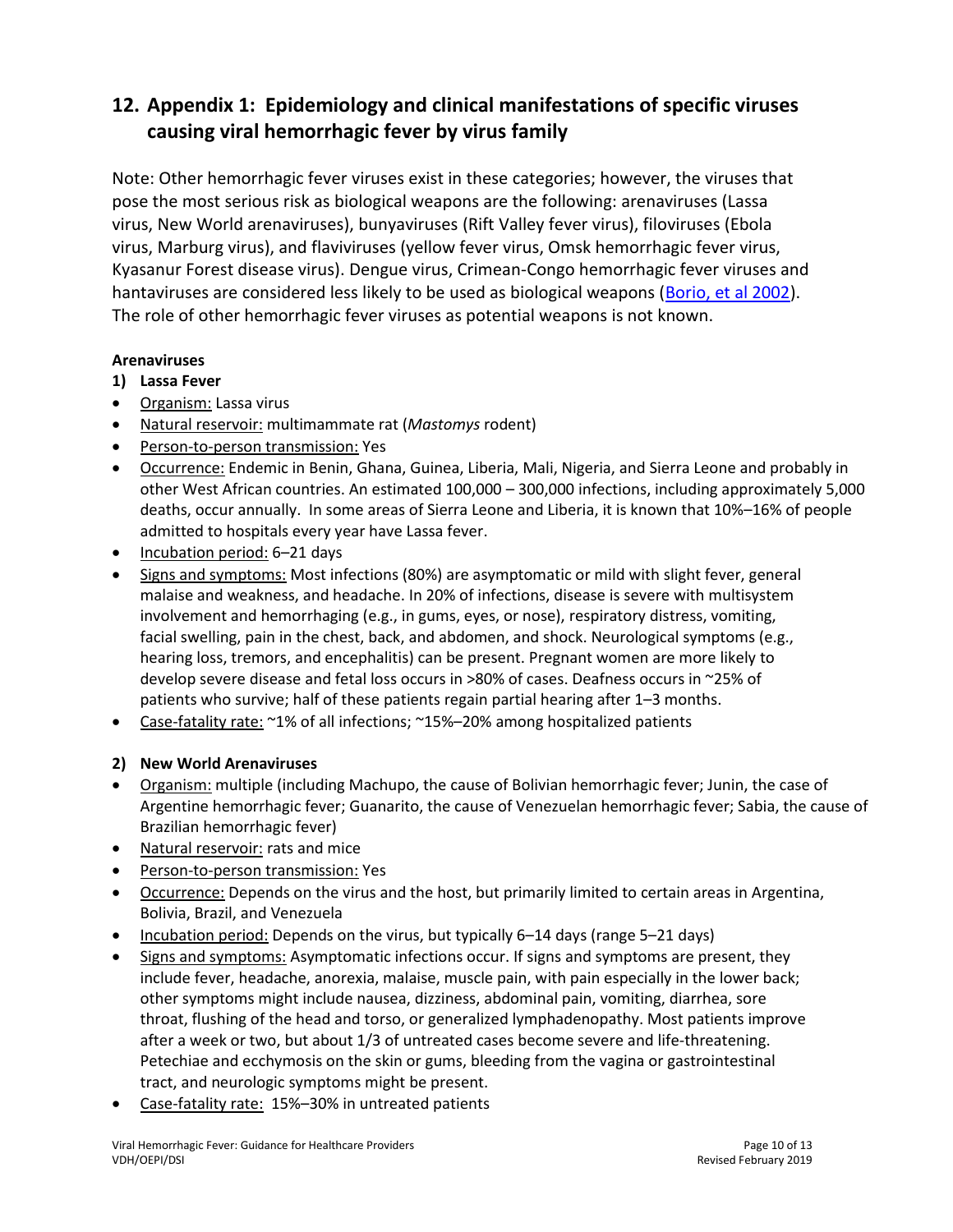## 12. Appendix 1: Epidemiology and clinical manifestations of specific viruses causing viral hemorrhagic fever by virus family

Note: Other hemorrhagic fever viruses exist in these categories; however, the viruses that pose the most serious risk as biological weapons are the following: arenaviruses (Lassa virus, New World arenaviruses), bunyaviruses (Rift Valley fever virus), filoviruses (Ebola virus, Marburg virus), and flaviviruses (yellow fever virus, Omsk hemorrhagic fever virus, Kyasanur Forest disease virus). Dengue virus, Crimean-Congo hemorrhagic fever viruses and hantaviruses are considered less likely to be used as biological weapons (Borio, et al 2002). The role of other hemorrhagic fever viruses as potential weapons is not known.

**Arenaviruses**

**1) Lassa Fever**

- Organism: Lassa virus
- Natural reservoir: multimammate rat (*Mastomys* rodent)
- Person-to-person transmission: Yes
- Occurrence: Endemic in Benin, Ghana, Guinea, Liberia, Mali, Nigeria, and Sierra Leone and probably in other West African countries. An estimated 100,000 – 300,000 infections, including approximately 5,000 deaths, occur annually. In some areas of Sierra Leone and Liberia, it is known that 10%–16% of people admitted to hospitals every year have Lassa fever.
- Incubation period: 6–21 days
- Signs and symptoms: Most infections (80%) are asymptomatic or mild with slight fever, general malaise and weakness, and headache. In 20% of infections, disease is severe with multisystem involvement and hemorrhaging (e.g., in gums, eyes, or nose), respiratory distress, vomiting, facial swelling, pain in the chest, back, and abdomen, and shock. Neurological symptoms (e.g., hearing loss, tremors, and encephalitis) can be present. Pregnant women are more likely to develop severe disease and fetal loss occurs in >80% of cases. Deafness occurs in ~25% of patients who survive; half of these patients regain partial hearing after 1–3 months.
- Case-fatality rate: ~1% of all infections; ~15%–20% among hospitalized patients

**2) New World Arenaviruses**

- Organism: multiple (including Machupo, the cause of Bolivian hemorrhagic fever; Junin, the case of Argentine hemorrhagic fever; Guanarito, the cause of Venezuelan hemorrhagic fever; Sabia, the cause of Brazilian hemorrhagic fever)
- Natural reservoir: rats and mice
- Person-to-person transmission: Yes
- Occurrence: Depends on the virus and the host, but primarily limited to certain areas in Argentina, Bolivia, Brazil, and Venezuela
- Incubation period: Depends on the virus, but typically 6–14 days (range 5–21 days)
- Signs and symptoms: Asymptomatic infections occur. If signs and symptoms are present, they include fever, headache, anorexia, malaise, muscle pain, with pain especially in the lower back; other symptoms might include nausea, dizziness, abdominal pain, vomiting, diarrhea, sore throat, flushing of the head and torso, or generalized lymphadenopathy. Most patients improve after a week or two, but about 1/3 of untreated cases become severe and life-threatening. Petechiae and ecchymosis on the skin or gums, bleeding from the vagina or gastrointestinal tract, and neurologic symptoms might be present.
- Case-fatality rate: 15%–30% in untreated patients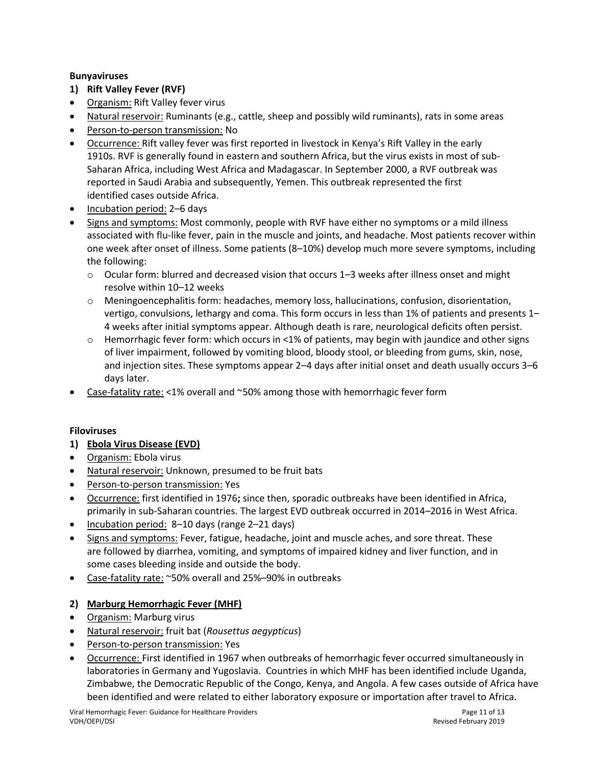**Bunyaviruses**

**1) Rift Valley Fever (RVF)**

- Organism: Rift Valley fever virus
- Natural reservoir: Ruminants (e.g., cattle, sheep and possibly wild ruminants), rats in some areas
- Person-to-person transmission: No
- Occurrence: Rift valley fever was first reported in livestock in Kenya's Rift Valley in the early 1910s. RVF is generally found in eastern and southern Africa, but the virus exists in most of sub-Saharan Africa, including West Africa and Madagascar. In September 2000, a RVF outbreak was reported in Saudi Arabia and subsequently, Yemen. This outbreak represented the first identified cases outside Africa.
- Incubation period: 2–6 days
- Signs and symptoms: Most commonly, people with RVF have either no symptoms or a mild illness associated with flu-like fever, pain in the muscle and joints, and headache. Most patients recover within one week after onset of illness. Some patients (8–10%) develop much more severe symptoms, including the following:
  - Ocular form: blurred and decreased vision that occurs 1–3 weeks after illness onset and might resolve within 10–12 weeks
  - Meningoencephalitis form: headaches, memory loss, hallucinations, confusion, disorientation, vertigo, convulsions, lethargy and coma. This form occurs in less than 1% of patients and presents 1–4 weeks after initial symptoms appear. Although death is rare, neurological deficits often persist.
  - Hemorrhagic fever form: which occurs in <1% of patients, may begin with jaundice and other signs of liver impairment, followed by vomiting blood, bloody stool, or bleeding from gums, skin, nose, and injection sites. These symptoms appear 2–4 days after initial onset and death usually occurs 3–6 days later.
- Case-fatality rate: <1% overall and ~50% among those with hemorrhagic fever form

**Filoviruses**

**1) Ebola Virus Disease (EVD)**

- Organism: Ebola virus
- Natural reservoir: Unknown, presumed to be fruit bats
- Person-to-person transmission: Yes
- Occurrence: first identified in 1976**;** since then, sporadic outbreaks have been identified in Africa, primarily in sub-Saharan countries. The largest EVD outbreak occurred in 2014–2016 in West Africa.
- Incubation period: 8–10 days (range 2–21 days)
- Signs and symptoms: Fever, fatigue, headache, joint and muscle aches, and sore threat. These are followed by diarrhea, vomiting, and symptoms of impaired kidney and liver function, and in some cases bleeding inside and outside the body.
- Case-fatality rate: ~50% overall and 25%–90% in outbreaks

**2) Marburg Hemorrhagic Fever (MHF)**

- Organism: Marburg virus
- Natural reservoir: fruit bat (*Rousettus aegypticus*)
- Person-to-person transmission: Yes
- Occurrence: First identified in 1967 when outbreaks of hemorrhagic fever occurred simultaneously in laboratories in Germany and Yugoslavia. Countries in which MHF has been identified include Uganda, Zimbabwe, the Democratic Republic of the Congo, Kenya, and Angola. A few cases outside of Africa have been identified and were related to either laboratory exposure or importation after travel to Africa.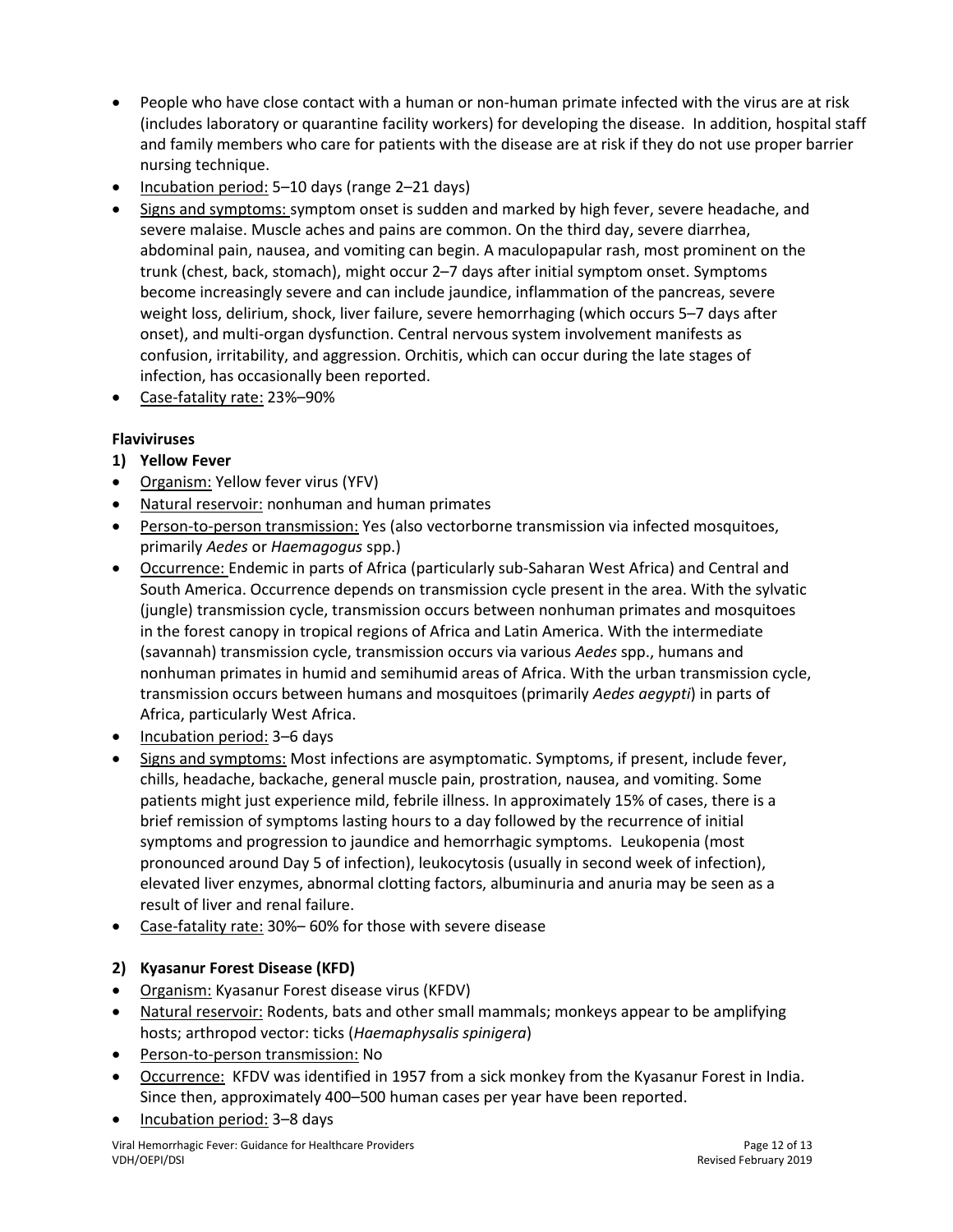- People who have close contact with a human or non-human primate infected with the virus are at risk (includes laboratory or quarantine facility workers) for developing the disease. In addition, hospital staff and family members who care for patients with the disease are at risk if they do not use proper barrier nursing technique.
- Incubation period: 5–10 days (range 2–21 days)
- Signs and symptoms: symptom onset is sudden and marked by high fever, severe headache, and severe malaise. Muscle aches and pains are common. On the third day, severe diarrhea, abdominal pain, nausea, and vomiting can begin. A maculopapular rash, most prominent on the trunk (chest, back, stomach), might occur 2–7 days after initial symptom onset. Symptoms become increasingly severe and can include jaundice, inflammation of the pancreas, severe weight loss, delirium, shock, liver failure, severe hemorrhaging (which occurs 5–7 days after onset), and multi-organ dysfunction. Central nervous system involvement manifests as confusion, irritability, and aggression. Orchitis, which can occur during the late stages of infection, has occasionally been reported.
- Case-fatality rate: 23%–90%

**Flaviviruses**

**1) Yellow Fever**

- Organism: Yellow fever virus (YFV)
- Natural reservoir: nonhuman and human primates
- Person-to-person transmission: Yes (also vectorborne transmission via infected mosquitoes, primarily *Aedes* or *Haemagogus* spp.)
- Occurrence: Endemic in parts of Africa (particularly sub-Saharan West Africa) and Central and South America. Occurrence depends on transmission cycle present in the area. With the sylvatic (jungle) transmission cycle, transmission occurs between nonhuman primates and mosquitoes in the forest canopy in tropical regions of Africa and Latin America. With the intermediate (savannah) transmission cycle, transmission occurs via various *Aedes* spp., humans and nonhuman primates in humid and semihumid areas of Africa. With the urban transmission cycle, transmission occurs between humans and mosquitoes (primarily *Aedes aegypti*) in parts of Africa, particularly West Africa.
- Incubation period: 3–6 days
- Signs and symptoms: Most infections are asymptomatic. Symptoms, if present, include fever, chills, headache, backache, general muscle pain, prostration, nausea, and vomiting. Some patients might just experience mild, febrile illness. In approximately 15% of cases, there is a brief remission of symptoms lasting hours to a day followed by the recurrence of initial symptoms and progression to jaundice and hemorrhagic symptoms. Leukopenia (most pronounced around Day 5 of infection), leukocytosis (usually in second week of infection), elevated liver enzymes, abnormal clotting factors, albuminuria and anuria may be seen as a result of liver and renal failure.
- Case-fatality rate: 30%– 60% for those with severe disease

**2) Kyasanur Forest Disease (KFD)**

- Organism: Kyasanur Forest disease virus (KFDV)
- Natural reservoir: Rodents, bats and other small mammals; monkeys appear to be amplifying hosts; arthropod vector: ticks (*Haemaphysalis spinigera*)
- Person-to-person transmission: No
- Occurrence: KFDV was identified in 1957 from a sick monkey from the Kyasanur Forest in India. Since then, approximately 400–500 human cases per year have been reported.
- Incubation period: 3–8 days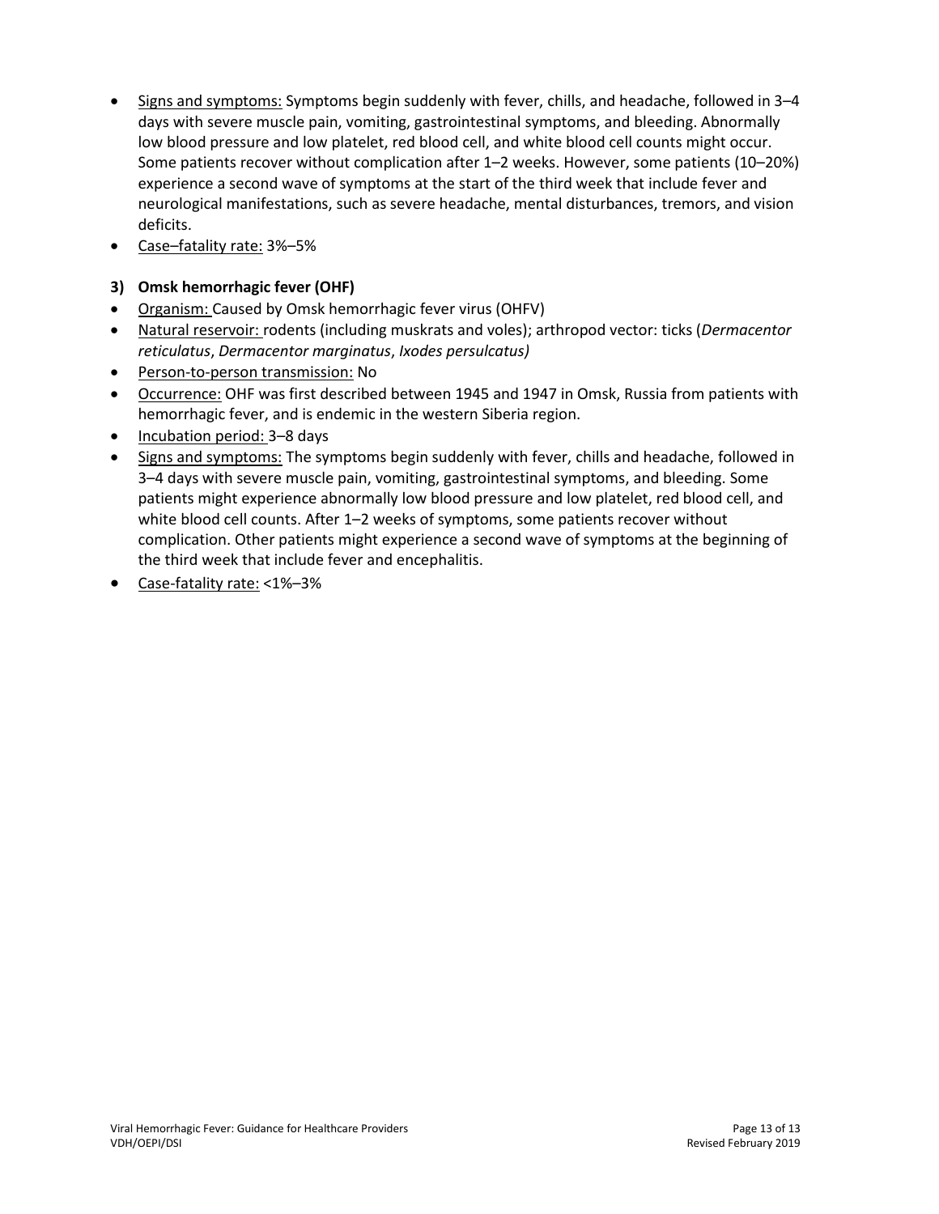- Signs and symptoms: Symptoms begin suddenly with fever, chills, and headache, followed in 3–4 days with severe muscle pain, vomiting, gastrointestinal symptoms, and bleeding. Abnormally low blood pressure and low platelet, red blood cell, and white blood cell counts might occur. Some patients recover without complication after 1–2 weeks. However, some patients (10–20%) experience a second wave of symptoms at the start of the third week that include fever and neurological manifestations, such as severe headache, mental disturbances, tremors, and vision deficits.
- Case–fatality rate: 3%–5%

**3) Omsk hemorrhagic fever (OHF)**

- Organism: Caused by Omsk hemorrhagic fever virus (OHFV)
- Natural reservoir: rodents (including muskrats and voles); arthropod vector: ticks (*Dermacentor reticulatus*, *Dermacentor marginatus*, *Ixodes persulcatus)*
- Person-to-person transmission: No
- Occurrence: OHF was first described between 1945 and 1947 in Omsk, Russia from patients with hemorrhagic fever, and is endemic in the western Siberia region.
- Incubation period: 3–8 days
- Signs and symptoms: The symptoms begin suddenly with fever, chills and headache, followed in 3–4 days with severe muscle pain, vomiting, gastrointestinal symptoms, and bleeding. Some patients might experience abnormally low blood pressure and low platelet, red blood cell, and white blood cell counts. After 1–2 weeks of symptoms, some patients recover without complication. Other patients might experience a second wave of symptoms at the beginning of the third week that include fever and encephalitis.
- Case-fatality rate: <1%–3%